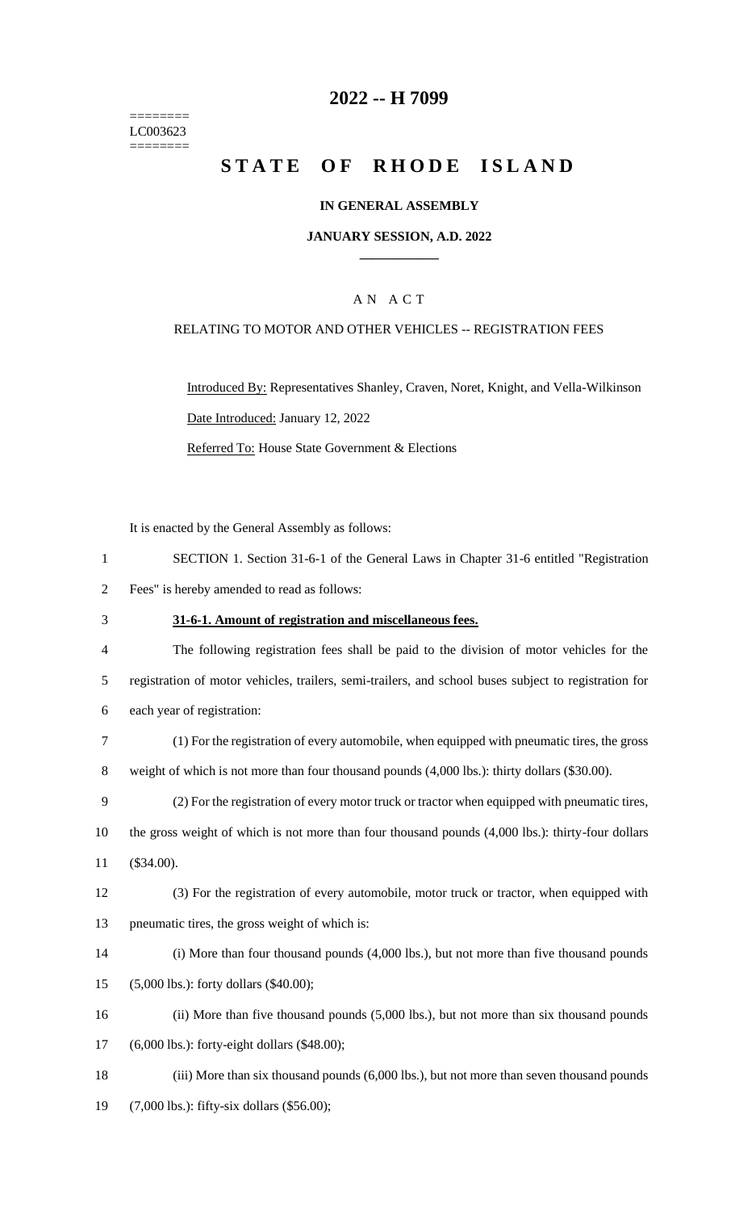========
LC003623
========

# 2022 -- H 7099

# STATE OF RHODE ISLAND

## IN GENERAL ASSEMBLY

### JANUARY SESSION, A.D. 2022

____________

## A N A C T

### RELATING TO MOTOR AND OTHER VEHICLES -- REGISTRATION FEES

Introduced By: Representatives Shanley, Craven, Noret, Knight, and Vella-Wilkinson

Date Introduced: January 12, 2022

Referred To: House State Government & Elections

It is enacted by the General Assembly as follows:

1 SECTION 1. Section 31-6-1 of the General Laws in Chapter 31-6 entitled "Registration
2 Fees" is hereby amended to read as follows:

3 **31-6-1. Amount of registration and miscellaneous fees.**

4 The following registration fees shall be paid to the division of motor vehicles for the
5 registration of motor vehicles, trailers, semi-trailers, and school buses subject to registration for
6 each year of registration:

7 (1) For the registration of every automobile, when equipped with pneumatic tires, the gross
8 weight of which is not more than four thousand pounds (4,000 lbs.): thirty dollars ($30.00).

9 (2) For the registration of every motor truck or tractor when equipped with pneumatic tires,
10 the gross weight of which is not more than four thousand pounds (4,000 lbs.): thirty-four dollars
11 ($34.00).

12 (3) For the registration of every automobile, motor truck or tractor, when equipped with
13 pneumatic tires, the gross weight of which is:

14 (i) More than four thousand pounds (4,000 lbs.), but not more than five thousand pounds
15 (5,000 lbs.): forty dollars ($40.00);

16 (ii) More than five thousand pounds (5,000 lbs.), but not more than six thousand pounds
17 (6,000 lbs.): forty-eight dollars ($48.00);

18 (iii) More than six thousand pounds (6,000 lbs.), but not more than seven thousand pounds
19 (7,000 lbs.): fifty-six dollars ($56.00);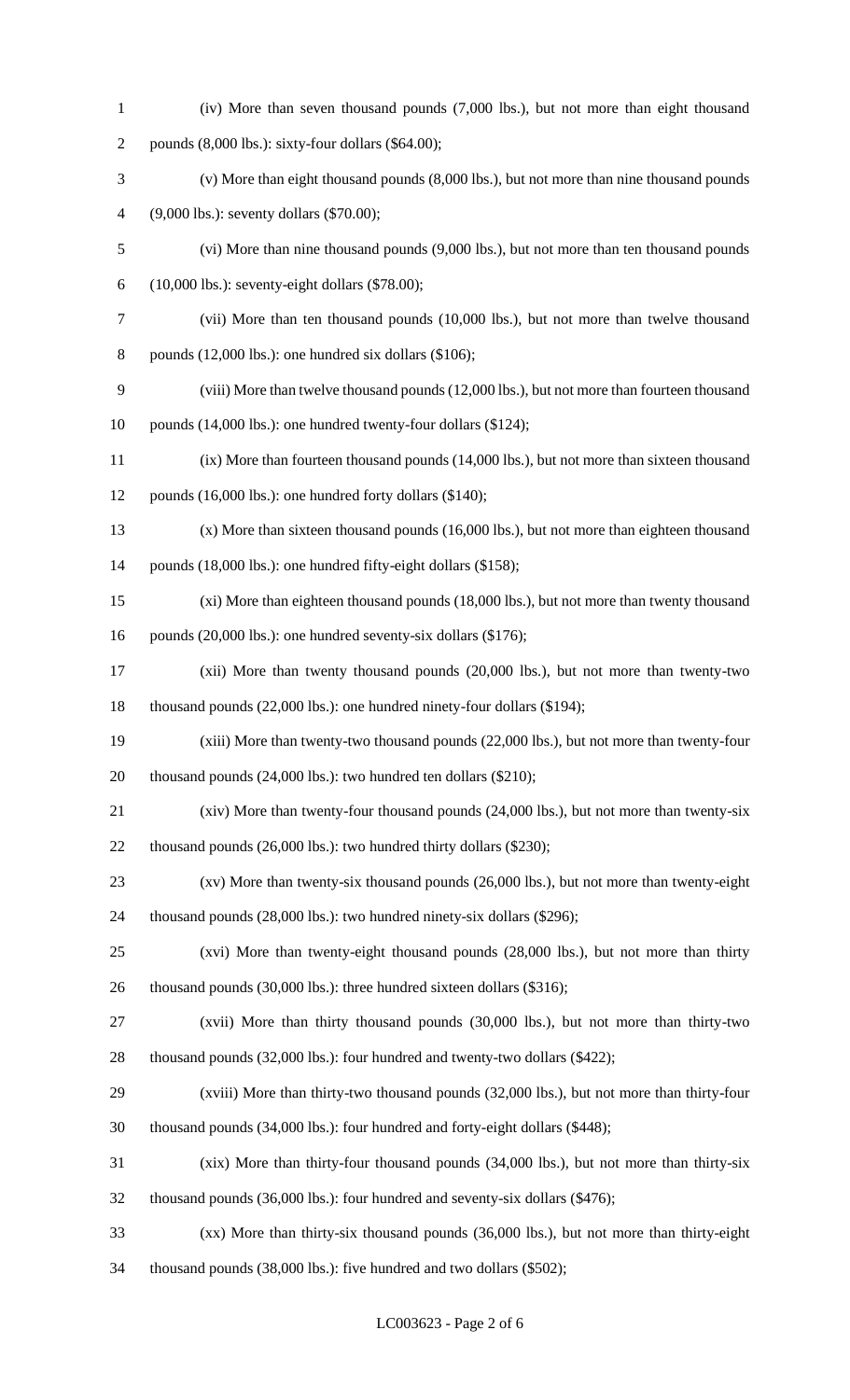(iv) More than seven thousand pounds (7,000 lbs.), but not more than eight thousand pounds (8,000 lbs.): sixty-four dollars ($64.00);

(v) More than eight thousand pounds (8,000 lbs.), but not more than nine thousand pounds (9,000 lbs.): seventy dollars ($70.00);

(vi) More than nine thousand pounds (9,000 lbs.), but not more than ten thousand pounds (10,000 lbs.): seventy-eight dollars ($78.00);

(vii) More than ten thousand pounds (10,000 lbs.), but not more than twelve thousand pounds (12,000 lbs.): one hundred six dollars ($106);

(viii) More than twelve thousand pounds (12,000 lbs.), but not more than fourteen thousand pounds (14,000 lbs.): one hundred twenty-four dollars ($124);

(ix) More than fourteen thousand pounds (14,000 lbs.), but not more than sixteen thousand pounds (16,000 lbs.): one hundred forty dollars ($140);

(x) More than sixteen thousand pounds (16,000 lbs.), but not more than eighteen thousand pounds (18,000 lbs.): one hundred fifty-eight dollars ($158);

(xi) More than eighteen thousand pounds (18,000 lbs.), but not more than twenty thousand pounds (20,000 lbs.): one hundred seventy-six dollars ($176);

(xii) More than twenty thousand pounds (20,000 lbs.), but not more than twenty-two thousand pounds (22,000 lbs.): one hundred ninety-four dollars ($194);

(xiii) More than twenty-two thousand pounds (22,000 lbs.), but not more than twenty-four thousand pounds (24,000 lbs.): two hundred ten dollars ($210);

(xiv) More than twenty-four thousand pounds (24,000 lbs.), but not more than twenty-six thousand pounds (26,000 lbs.): two hundred thirty dollars ($230);

(xv) More than twenty-six thousand pounds (26,000 lbs.), but not more than twenty-eight thousand pounds (28,000 lbs.): two hundred ninety-six dollars ($296);

(xvi) More than twenty-eight thousand pounds (28,000 lbs.), but not more than thirty thousand pounds (30,000 lbs.): three hundred sixteen dollars ($316);

(xvii) More than thirty thousand pounds (30,000 lbs.), but not more than thirty-two thousand pounds (32,000 lbs.): four hundred and twenty-two dollars ($422);

(xviii) More than thirty-two thousand pounds (32,000 lbs.), but not more than thirty-four thousand pounds (34,000 lbs.): four hundred and forty-eight dollars ($448);

(xix) More than thirty-four thousand pounds (34,000 lbs.), but not more than thirty-six thousand pounds (36,000 lbs.): four hundred and seventy-six dollars ($476);

(xx) More than thirty-six thousand pounds (36,000 lbs.), but not more than thirty-eight thousand pounds (38,000 lbs.): five hundred and two dollars ($502);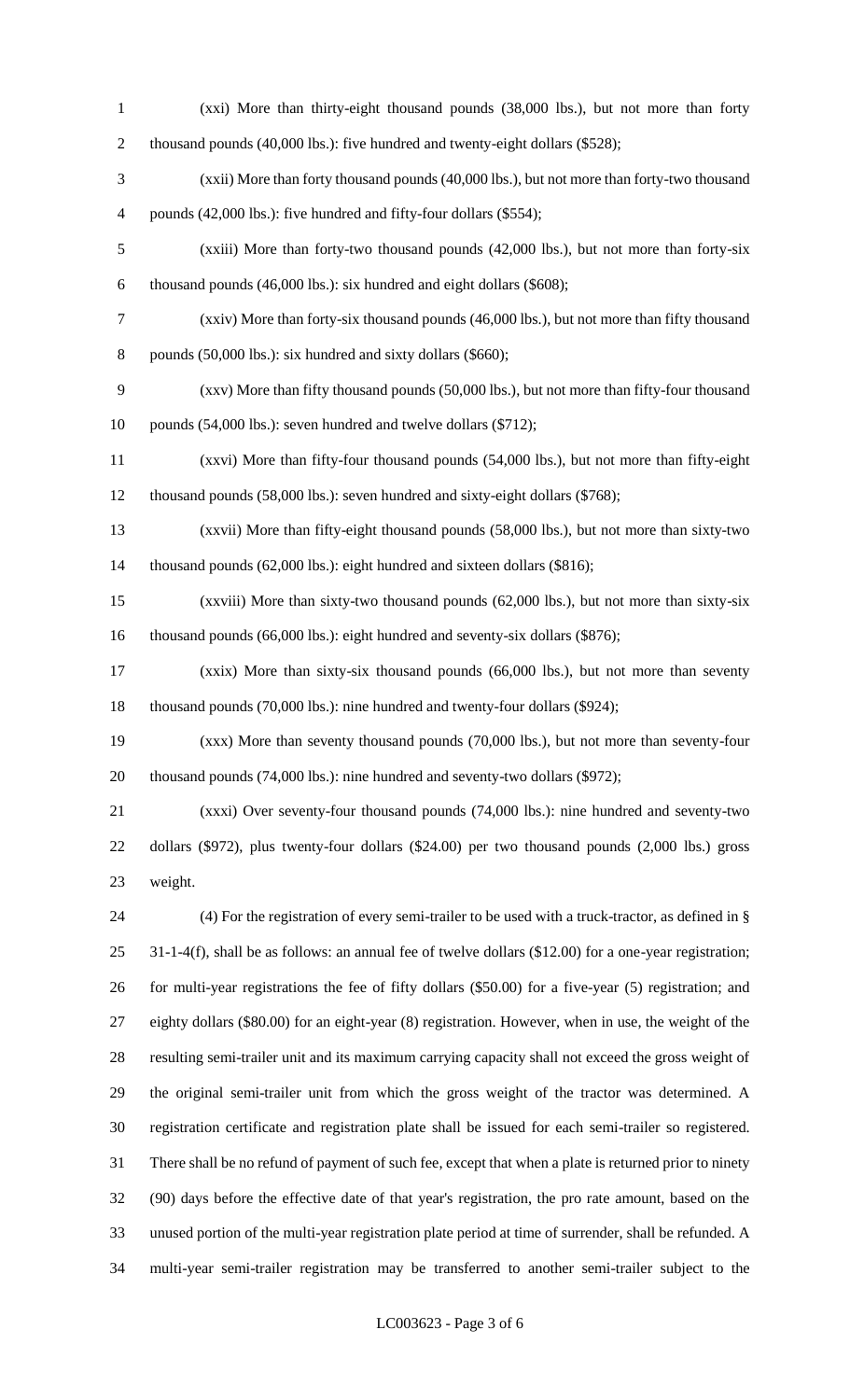(xxi) More than thirty-eight thousand pounds (38,000 lbs.), but not more than forty thousand pounds (40,000 lbs.): five hundred and twenty-eight dollars ($528);

(xxii) More than forty thousand pounds (40,000 lbs.), but not more than forty-two thousand pounds (42,000 lbs.): five hundred and fifty-four dollars ($554);

(xxiii) More than forty-two thousand pounds (42,000 lbs.), but not more than forty-six thousand pounds (46,000 lbs.): six hundred and eight dollars ($608);

(xxiv) More than forty-six thousand pounds (46,000 lbs.), but not more than fifty thousand pounds (50,000 lbs.): six hundred and sixty dollars ($660);

(xxv) More than fifty thousand pounds (50,000 lbs.), but not more than fifty-four thousand pounds (54,000 lbs.): seven hundred and twelve dollars ($712);

(xxvi) More than fifty-four thousand pounds (54,000 lbs.), but not more than fifty-eight thousand pounds (58,000 lbs.): seven hundred and sixty-eight dollars ($768);

(xxvii) More than fifty-eight thousand pounds (58,000 lbs.), but not more than sixty-two thousand pounds (62,000 lbs.): eight hundred and sixteen dollars ($816);

(xxviii) More than sixty-two thousand pounds (62,000 lbs.), but not more than sixty-six thousand pounds (66,000 lbs.): eight hundred and seventy-six dollars ($876);

(xxix) More than sixty-six thousand pounds (66,000 lbs.), but not more than seventy thousand pounds (70,000 lbs.): nine hundred and twenty-four dollars ($924);

(xxx) More than seventy thousand pounds (70,000 lbs.), but not more than seventy-four thousand pounds (74,000 lbs.): nine hundred and seventy-two dollars ($972);

(xxxi) Over seventy-four thousand pounds (74,000 lbs.): nine hundred and seventy-two dollars ($972), plus twenty-four dollars ($24.00) per two thousand pounds (2,000 lbs.) gross weight.

(4) For the registration of every semi-trailer to be used with a truck-tractor, as defined in § 31-1-4(f), shall be as follows: an annual fee of twelve dollars ($12.00) for a one-year registration; for multi-year registrations the fee of fifty dollars ($50.00) for a five-year (5) registration; and eighty dollars ($80.00) for an eight-year (8) registration. However, when in use, the weight of the resulting semi-trailer unit and its maximum carrying capacity shall not exceed the gross weight of the original semi-trailer unit from which the gross weight of the tractor was determined. A registration certificate and registration plate shall be issued for each semi-trailer so registered. There shall be no refund of payment of such fee, except that when a plate is returned prior to ninety (90) days before the effective date of that year's registration, the pro rate amount, based on the unused portion of the multi-year registration plate period at time of surrender, shall be refunded. A multi-year semi-trailer registration may be transferred to another semi-trailer subject to the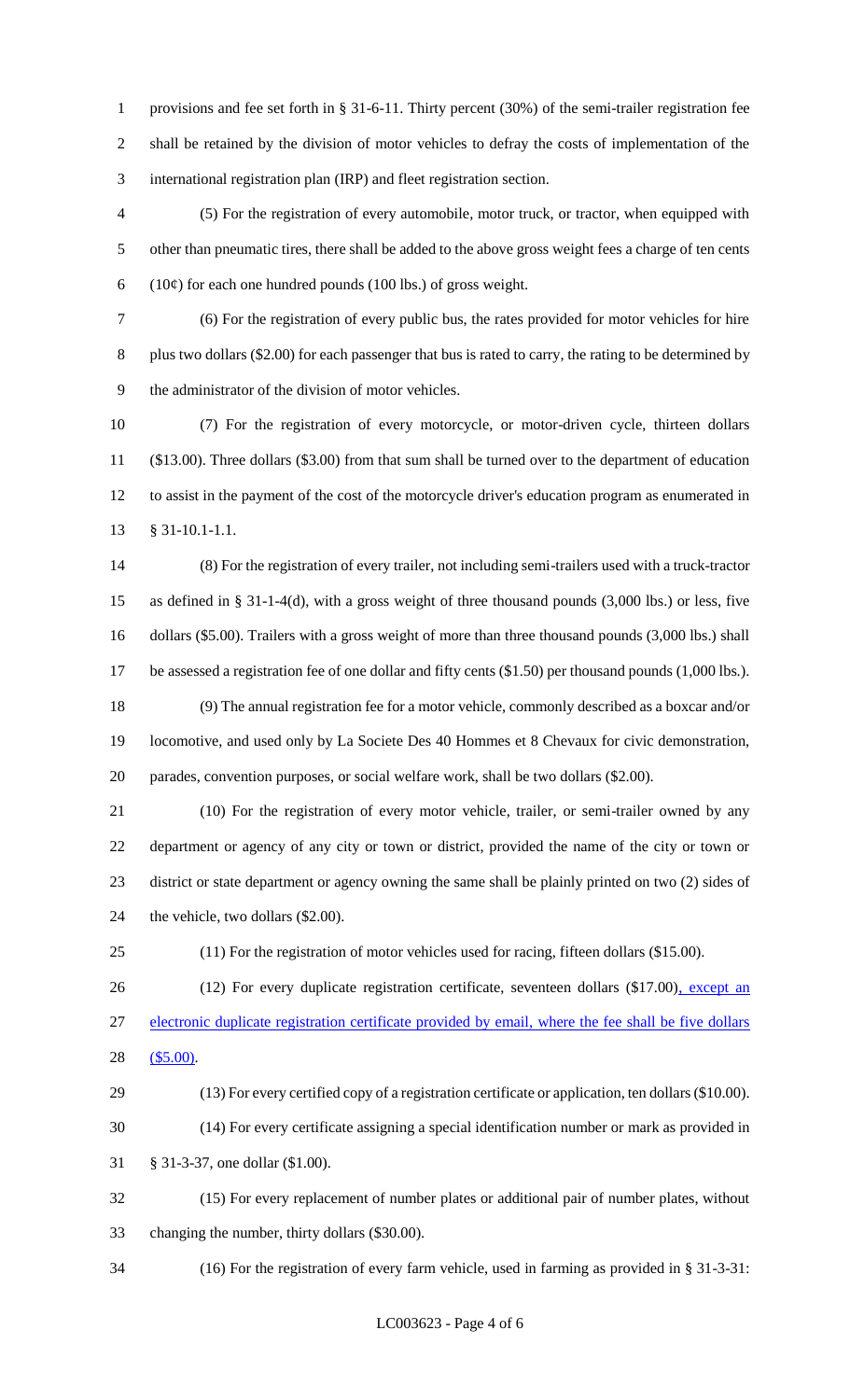provisions and fee set forth in § 31-6-11. Thirty percent (30%) of the semi-trailer registration fee shall be retained by the division of motor vehicles to defray the costs of implementation of the international registration plan (IRP) and fleet registration section.

(5) For the registration of every automobile, motor truck, or tractor, when equipped with other than pneumatic tires, there shall be added to the above gross weight fees a charge of ten cents (10¢) for each one hundred pounds (100 lbs.) of gross weight.

(6) For the registration of every public bus, the rates provided for motor vehicles for hire plus two dollars ($2.00) for each passenger that bus is rated to carry, the rating to be determined by the administrator of the division of motor vehicles.

(7) For the registration of every motorcycle, or motor-driven cycle, thirteen dollars ($13.00). Three dollars ($3.00) from that sum shall be turned over to the department of education to assist in the payment of the cost of the motorcycle driver's education program as enumerated in § 31-10.1-1.1.

(8) For the registration of every trailer, not including semi-trailers used with a truck-tractor as defined in § 31-1-4(d), with a gross weight of three thousand pounds (3,000 lbs.) or less, five dollars ($5.00). Trailers with a gross weight of more than three thousand pounds (3,000 lbs.) shall be assessed a registration fee of one dollar and fifty cents ($1.50) per thousand pounds (1,000 lbs.).

(9) The annual registration fee for a motor vehicle, commonly described as a boxcar and/or locomotive, and used only by La Societe Des 40 Hommes et 8 Chevaux for civic demonstration, parades, convention purposes, or social welfare work, shall be two dollars ($2.00).

(10) For the registration of every motor vehicle, trailer, or semi-trailer owned by any department or agency of any city or town or district, provided the name of the city or town or district or state department or agency owning the same shall be plainly printed on two (2) sides of the vehicle, two dollars ($2.00).

(11) For the registration of motor vehicles used for racing, fifteen dollars ($15.00).

(12) For every duplicate registration certificate, seventeen dollars ($17.00)<u>, except an electronic duplicate registration certificate provided by email, where the fee shall be five dollars ($5.00)</u>.

(13) For every certified copy of a registration certificate or application, ten dollars ($10.00).

(14) For every certificate assigning a special identification number or mark as provided in § 31-3-37, one dollar ($1.00).

(15) For every replacement of number plates or additional pair of number plates, without changing the number, thirty dollars ($30.00).

(16) For the registration of every farm vehicle, used in farming as provided in § 31-3-31: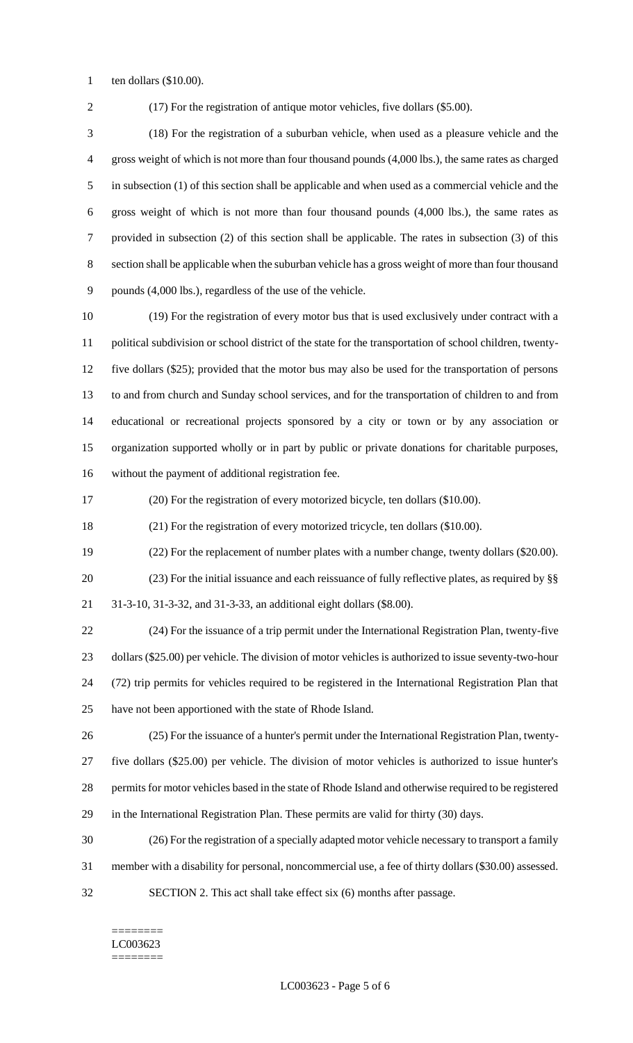ten dollars ($10.00).

(17) For the registration of antique motor vehicles, five dollars ($5.00).

(18) For the registration of a suburban vehicle, when used as a pleasure vehicle and the gross weight of which is not more than four thousand pounds (4,000 lbs.), the same rates as charged in subsection (1) of this section shall be applicable and when used as a commercial vehicle and the gross weight of which is not more than four thousand pounds (4,000 lbs.), the same rates as provided in subsection (2) of this section shall be applicable. The rates in subsection (3) of this section shall be applicable when the suburban vehicle has a gross weight of more than four thousand pounds (4,000 lbs.), regardless of the use of the vehicle.

(19) For the registration of every motor bus that is used exclusively under contract with a political subdivision or school district of the state for the transportation of school children, twenty-five dollars ($25); provided that the motor bus may also be used for the transportation of persons to and from church and Sunday school services, and for the transportation of children to and from educational or recreational projects sponsored by a city or town or by any association or organization supported wholly or in part by public or private donations for charitable purposes, without the payment of additional registration fee.

(20) For the registration of every motorized bicycle, ten dollars ($10.00).

(21) For the registration of every motorized tricycle, ten dollars ($10.00).

(22) For the replacement of number plates with a number change, twenty dollars ($20.00).

(23) For the initial issuance and each reissuance of fully reflective plates, as required by §§ 31-3-10, 31-3-32, and 31-3-33, an additional eight dollars ($8.00).

(24) For the issuance of a trip permit under the International Registration Plan, twenty-five dollars ($25.00) per vehicle. The division of motor vehicles is authorized to issue seventy-two-hour (72) trip permits for vehicles required to be registered in the International Registration Plan that have not been apportioned with the state of Rhode Island.

(25) For the issuance of a hunter's permit under the International Registration Plan, twenty-five dollars ($25.00) per vehicle. The division of motor vehicles is authorized to issue hunter's permits for motor vehicles based in the state of Rhode Island and otherwise required to be registered in the International Registration Plan. These permits are valid for thirty (30) days.

(26) For the registration of a specially adapted motor vehicle necessary to transport a family member with a disability for personal, noncommercial use, a fee of thirty dollars ($30.00) assessed.

SECTION 2. This act shall take effect six (6) months after passage.

========
LC003623
========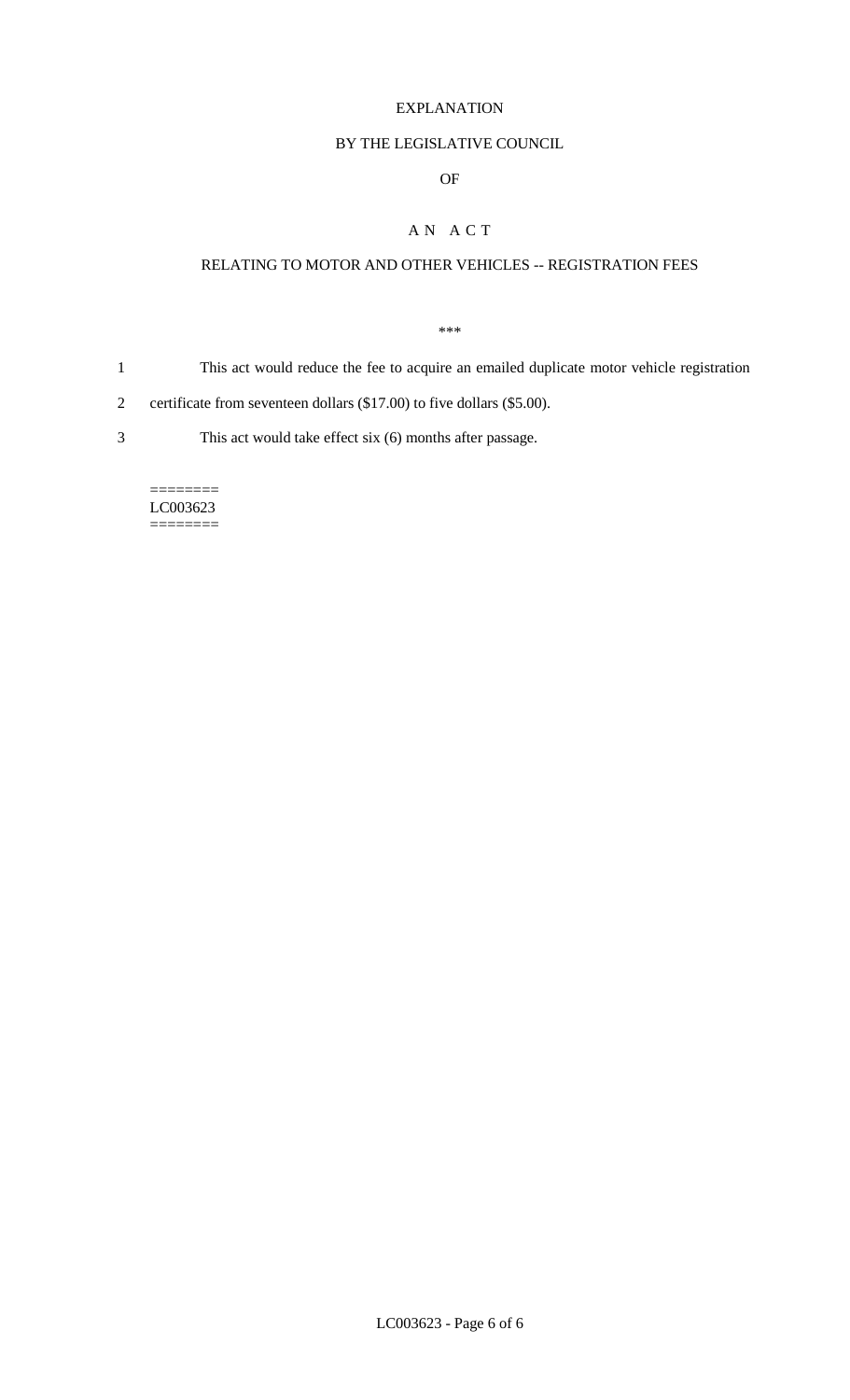EXPLANATION

BY THE LEGISLATIVE COUNCIL

OF

A N A C T

RELATING TO MOTOR AND OTHER VEHICLES -- REGISTRATION FEES

\*\*\*

1 This act would reduce the fee to acquire an emailed duplicate motor vehicle registration
2 certificate from seventeen dollars ($17.00) to five dollars ($5.00).
3 This act would take effect six (6) months after passage.

========
LC003623
========